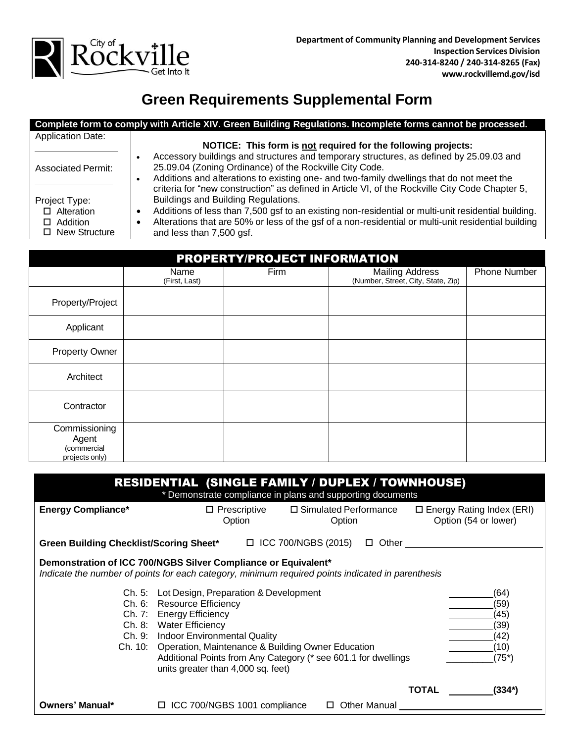City of Rockville — Get Into It

**Department of Community Planning and Development Services**
**Inspection Services Division**
**240-314-8240 / 240-314-8265 (Fax)**
**www.rockvillemd.gov/isd**

# Green Requirements Supplemental Form

**Complete form to comply with Article XIV. Green Building Regulations. Incomplete forms cannot be processed.**

Application Date: ______________

Associated Permit: ______________

Project Type:
- ☐ Alteration
- ☐ Addition
- ☐ New Structure

**NOTICE: This form is not required for the following projects:**

- Accessory buildings and structures and temporary structures, as defined by 25.09.03 and 25.09.04 (Zoning Ordinance) of the Rockville City Code.
- Additions and alterations to existing one- and two-family dwellings that do not meet the criteria for "new construction" as defined in Article VI, of the Rockville City Code Chapter 5, Buildings and Building Regulations.
- Additions of less than 7,500 gsf to an existing non-residential or multi-unit residential building.
- Alterations that are 50% or less of the gsf of a non-residential or multi-unit residential building and less than 7,500 gsf.

## PROPERTY/PROJECT INFORMATION

| | Name (First, Last) | Firm | Mailing Address (Number, Street, City, State, Zip) | Phone Number |
|---|---|---|---|---|
| Property/Project | | | | |
| Applicant | | | | |
| Property Owner | | | | |
| Architect | | | | |
| Contractor | | | | |
| Commissioning Agent (commercial projects only) | | | | |

## RESIDENTIAL (SINGLE FAMILY / DUPLEX / TOWNHOUSE)

\* Demonstrate compliance in plans and supporting documents

**Energy Compliance\*** ☐ Prescriptive Option ☐ Simulated Performance Option ☐ Energy Rating Index (ERI) Option (54 or lower)

**Green Building Checklist/Scoring Sheet\*** ☐ ICC 700/NGBS (2015) ☐ Other ______________

**Demonstration of ICC 700/NGBS Silver Compliance or Equivalent\***
*Indicate the number of points for each category, minimum required points indicated in parenthesis*

| Chapter | Category | Points |
|---|---|---|
| Ch. 5: | Lot Design, Preparation & Development | ________(64) |
| Ch. 6: | Resource Efficiency | ________(59) |
| Ch. 7: | Energy Efficiency | ________(45) |
| Ch. 8: | Water Efficiency | ________(39) |
| Ch. 9: | Indoor Environmental Quality | ________(42) |
| Ch. 10: | Operation, Maintenance & Building Owner Education | ________(10) |
| | Additional Points from Any Category (* see 601.1 for dwellings units greater than 4,000 sq. feet) | ________(75*) |
| | **TOTAL** | ________**(334*)** |

**Owners' Manual\*** ☐ ICC 700/NGBS 1001 compliance ☐ Other Manual ______________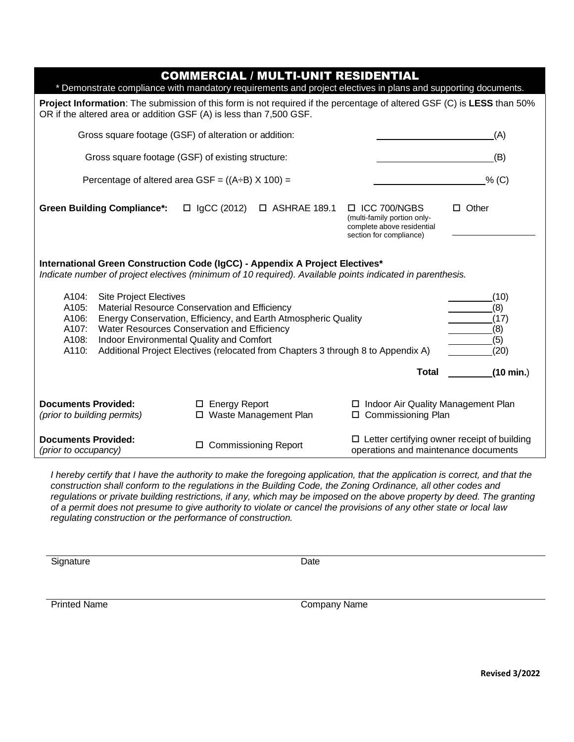## COMMERCIAL / MULTI-UNIT RESIDENTIAL

\* Demonstrate compliance with mandatory requirements and project electives in plans and supporting documents.

**Project Information**: The submission of this form is not required if the percentage of altered GSF (C) is **LESS** than 50% OR if the altered area or addition GSF (A) is less than 7,500 GSF.

Gross square footage (GSF) of alteration or addition: ______________________ (A)

Gross square footage (GSF) of existing structure: ______________________ (B)

Percentage of altered area GSF = ((A÷B) X 100) = ______________________ % (C)

**Green Building Compliance\*:** ☐ IgCC (2012) ☐ ASHRAE 189.1 ☐ ICC 700/NGBS (multi-family portion only- complete above residential section for compliance) ☐ Other ______________

**International Green Construction Code (IgCC) - Appendix A Project Electives\***

*Indicate number of project electives (minimum of 10 required). Available points indicated in parenthesis.*

| | | |
|---|---|---|
| A104: | Site Project Electives | ________ (10) |
| A105: | Material Resource Conservation and Efficiency | ________ (8) |
| A106: | Energy Conservation, Efficiency, and Earth Atmospheric Quality | ________ (17) |
| A107: | Water Resources Conservation and Efficiency | ________ (8) |
| A108: | Indoor Environmental Quality and Comfort | ________ (5) |
| A110: | Additional Project Electives (relocated from Chapters 3 through 8 to Appendix A) | ________ (20) |
| | **Total** | ________ **(10 min.)** |

| | | |
|---|---|---|
| **Documents Provided:** *(prior to building permits)* | ☐ Energy Report<br>☐ Waste Management Plan | ☐ Indoor Air Quality Management Plan<br>☐ Commissioning Plan |
| **Documents Provided:** *(prior to occupancy)* | ☐ Commissioning Report | ☐ Letter certifying owner receipt of building operations and maintenance documents |

*I hereby certify that I have the authority to make the foregoing application, that the application is correct, and that the construction shall conform to the regulations in the Building Code, the Zoning Ordinance, all other codes and regulations or private building restrictions, if any, which may be imposed on the above property by deed. The granting of a permit does not presume to give authority to violate or cancel the provisions of any other state or local law regulating construction or the performance of construction.*

Signature ______________________ Date ______________________

Printed Name ______________________ Company Name ______________________

**Revised 3/2022**